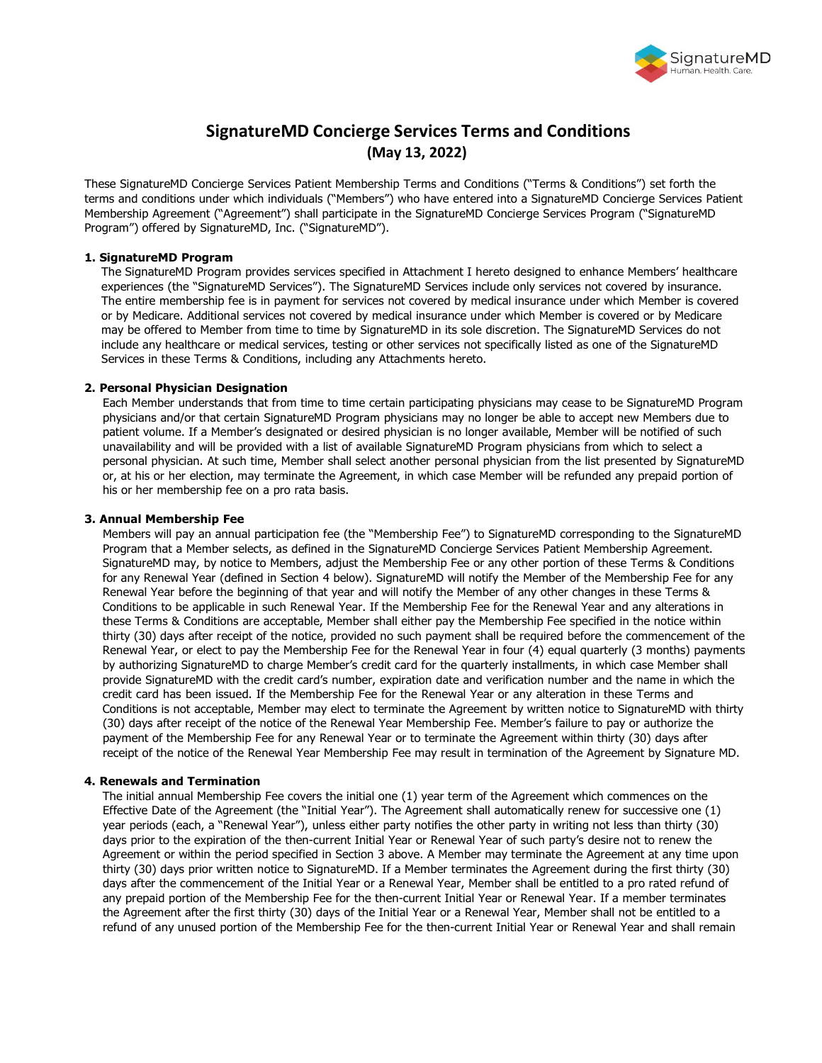# SignatureMD Concierge Services Terms and Conditions

**(May 13, 2022)**

These SignatureMD Concierge Services Patient Membership Terms and Conditions ("Terms & Conditions") set forth the terms and conditions under which individuals ("Members") who have entered into a SignatureMD Concierge Services Patient Membership Agreement ("Agreement") shall participate in the SignatureMD Concierge Services Program ("SignatureMD Program") offered by SignatureMD, Inc. ("SignatureMD").

**1. SignatureMD Program**

The SignatureMD Program provides services specified in Attachment I hereto designed to enhance Members' healthcare experiences (the "SignatureMD Services"). The SignatureMD Services include only services not covered by insurance. The entire membership fee is in payment for services not covered by medical insurance under which Member is covered or by Medicare. Additional services not covered by medical insurance under which Member is covered or by Medicare may be offered to Member from time to time by SignatureMD in its sole discretion. The SignatureMD Services do not include any healthcare or medical services, testing or other services not specifically listed as one of the SignatureMD Services in these Terms & Conditions, including any Attachments hereto.

**2. Personal Physician Designation**

Each Member understands that from time to time certain participating physicians may cease to be SignatureMD Program physicians and/or that certain SignatureMD Program physicians may no longer be able to accept new Members due to patient volume. If a Member's designated or desired physician is no longer available, Member will be notified of such unavailability and will be provided with a list of available SignatureMD Program physicians from which to select a personal physician. At such time, Member shall select another personal physician from the list presented by SignatureMD or, at his or her election, may terminate the Agreement, in which case Member will be refunded any prepaid portion of his or her membership fee on a pro rata basis.

**3. Annual Membership Fee**

Members will pay an annual participation fee (the "Membership Fee") to SignatureMD corresponding to the SignatureMD Program that a Member selects, as defined in the SignatureMD Concierge Services Patient Membership Agreement. SignatureMD may, by notice to Members, adjust the Membership Fee or any other portion of these Terms & Conditions for any Renewal Year (defined in Section 4 below). SignatureMD will notify the Member of the Membership Fee for any Renewal Year before the beginning of that year and will notify the Member of any other changes in these Terms & Conditions to be applicable in such Renewal Year. If the Membership Fee for the Renewal Year and any alterations in these Terms & Conditions are acceptable, Member shall either pay the Membership Fee specified in the notice within thirty (30) days after receipt of the notice, provided no such payment shall be required before the commencement of the Renewal Year, or elect to pay the Membership Fee for the Renewal Year in four (4) equal quarterly (3 months) payments by authorizing SignatureMD to charge Member's credit card for the quarterly installments, in which case Member shall provide SignatureMD with the credit card's number, expiration date and verification number and the name in which the credit card has been issued. If the Membership Fee for the Renewal Year or any alteration in these Terms and Conditions is not acceptable, Member may elect to terminate the Agreement by written notice to SignatureMD with thirty (30) days after receipt of the notice of the Renewal Year Membership Fee. Member's failure to pay or authorize the payment of the Membership Fee for any Renewal Year or to terminate the Agreement within thirty (30) days after receipt of the notice of the Renewal Year Membership Fee may result in termination of the Agreement by Signature MD.

**4. Renewals and Termination**

The initial annual Membership Fee covers the initial one (1) year term of the Agreement which commences on the Effective Date of the Agreement (the "Initial Year"). The Agreement shall automatically renew for successive one (1) year periods (each, a "Renewal Year"), unless either party notifies the other party in writing not less than thirty (30) days prior to the expiration of the then-current Initial Year or Renewal Year of such party's desire not to renew the Agreement or within the period specified in Section 3 above. A Member may terminate the Agreement at any time upon thirty (30) days prior written notice to SignatureMD. If a Member terminates the Agreement during the first thirty (30) days after the commencement of the Initial Year or a Renewal Year, Member shall be entitled to a pro rated refund of any prepaid portion of the Membership Fee for the then-current Initial Year or Renewal Year. If a member terminates the Agreement after the first thirty (30) days of the Initial Year or a Renewal Year, Member shall not be entitled to a refund of any unused portion of the Membership Fee for the then-current Initial Year or Renewal Year and shall remain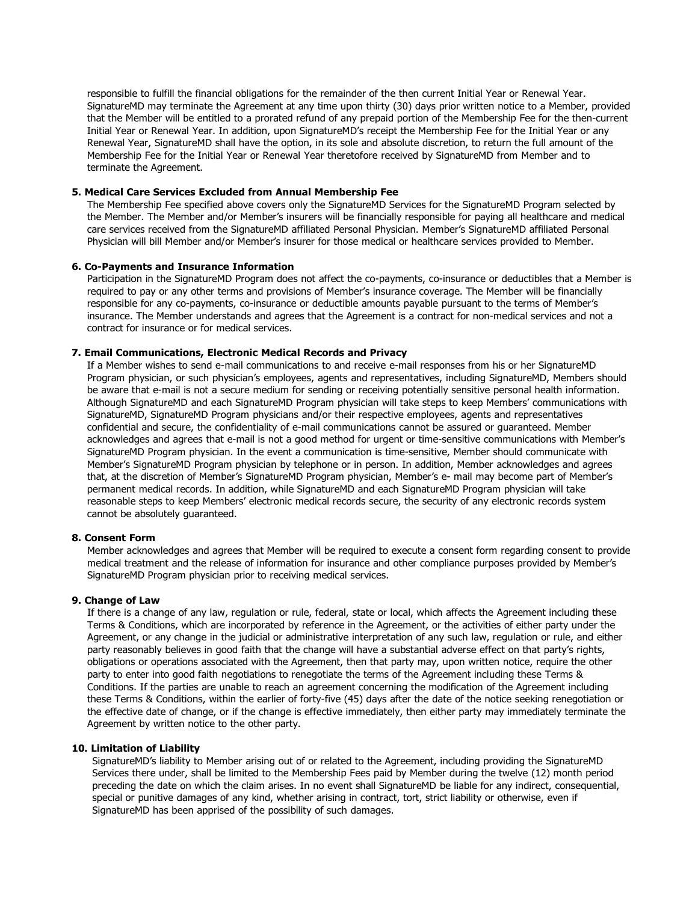responsible to fulfill the financial obligations for the remainder of the then current Initial Year or Renewal Year. SignatureMD may terminate the Agreement at any time upon thirty (30) days prior written notice to a Member, provided that the Member will be entitled to a prorated refund of any prepaid portion of the Membership Fee for the then-current Initial Year or Renewal Year. In addition, upon SignatureMD's receipt the Membership Fee for the Initial Year or any Renewal Year, SignatureMD shall have the option, in its sole and absolute discretion, to return the full amount of the Membership Fee for the Initial Year or Renewal Year theretofore received by SignatureMD from Member and to terminate the Agreement.

**5. Medical Care Services Excluded from Annual Membership Fee**

The Membership Fee specified above covers only the SignatureMD Services for the SignatureMD Program selected by the Member. The Member and/or Member's insurers will be financially responsible for paying all healthcare and medical care services received from the SignatureMD affiliated Personal Physician. Member's SignatureMD affiliated Personal Physician will bill Member and/or Member's insurer for those medical or healthcare services provided to Member.

**6. Co-Payments and Insurance Information**

Participation in the SignatureMD Program does not affect the co-payments, co-insurance or deductibles that a Member is required to pay or any other terms and provisions of Member's insurance coverage. The Member will be financially responsible for any co-payments, co-insurance or deductible amounts payable pursuant to the terms of Member's insurance. The Member understands and agrees that the Agreement is a contract for non-medical services and not a contract for insurance or for medical services.

**7. Email Communications, Electronic Medical Records and Privacy**

If a Member wishes to send e-mail communications to and receive e-mail responses from his or her SignatureMD Program physician, or such physician's employees, agents and representatives, including SignatureMD, Members should be aware that e-mail is not a secure medium for sending or receiving potentially sensitive personal health information. Although SignatureMD and each SignatureMD Program physician will take steps to keep Members' communications with SignatureMD, SignatureMD Program physicians and/or their respective employees, agents and representatives confidential and secure, the confidentiality of e-mail communications cannot be assured or guaranteed. Member acknowledges and agrees that e-mail is not a good method for urgent or time-sensitive communications with Member's SignatureMD Program physician. In the event a communication is time-sensitive, Member should communicate with Member's SignatureMD Program physician by telephone or in person. In addition, Member acknowledges and agrees that, at the discretion of Member's SignatureMD Program physician, Member's e- mail may become part of Member's permanent medical records. In addition, while SignatureMD and each SignatureMD Program physician will take reasonable steps to keep Members' electronic medical records secure, the security of any electronic records system cannot be absolutely guaranteed.

**8. Consent Form**

Member acknowledges and agrees that Member will be required to execute a consent form regarding consent to provide medical treatment and the release of information for insurance and other compliance purposes provided by Member's SignatureMD Program physician prior to receiving medical services.

**9. Change of Law**

If there is a change of any law, regulation or rule, federal, state or local, which affects the Agreement including these Terms & Conditions, which are incorporated by reference in the Agreement, or the activities of either party under the Agreement, or any change in the judicial or administrative interpretation of any such law, regulation or rule, and either party reasonably believes in good faith that the change will have a substantial adverse effect on that party's rights, obligations or operations associated with the Agreement, then that party may, upon written notice, require the other party to enter into good faith negotiations to renegotiate the terms of the Agreement including these Terms & Conditions. If the parties are unable to reach an agreement concerning the modification of the Agreement including these Terms & Conditions, within the earlier of forty-five (45) days after the date of the notice seeking renegotiation or the effective date of change, or if the change is effective immediately, then either party may immediately terminate the Agreement by written notice to the other party.

**10. Limitation of Liability**

SignatureMD's liability to Member arising out of or related to the Agreement, including providing the SignatureMD Services there under, shall be limited to the Membership Fees paid by Member during the twelve (12) month period preceding the date on which the claim arises. In no event shall SignatureMD be liable for any indirect, consequential, special or punitive damages of any kind, whether arising in contract, tort, strict liability or otherwise, even if SignatureMD has been apprised of the possibility of such damages.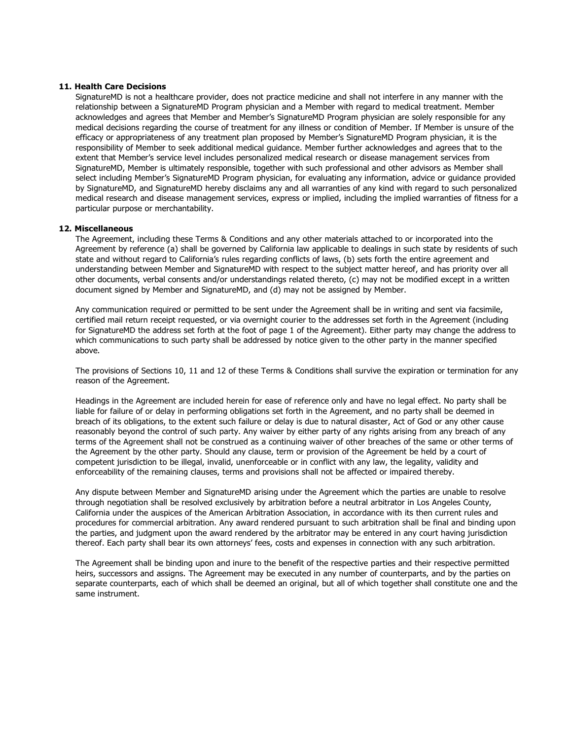**11. Health Care Decisions**

SignatureMD is not a healthcare provider, does not practice medicine and shall not interfere in any manner with the relationship between a SignatureMD Program physician and a Member with regard to medical treatment. Member acknowledges and agrees that Member and Member's SignatureMD Program physician are solely responsible for any medical decisions regarding the course of treatment for any illness or condition of Member. If Member is unsure of the efficacy or appropriateness of any treatment plan proposed by Member's SignatureMD Program physician, it is the responsibility of Member to seek additional medical guidance. Member further acknowledges and agrees that to the extent that Member's service level includes personalized medical research or disease management services from SignatureMD, Member is ultimately responsible, together with such professional and other advisors as Member shall select including Member's SignatureMD Program physician, for evaluating any information, advice or guidance provided by SignatureMD, and SignatureMD hereby disclaims any and all warranties of any kind with regard to such personalized medical research and disease management services, express or implied, including the implied warranties of fitness for a particular purpose or merchantability.

**12. Miscellaneous**

The Agreement, including these Terms & Conditions and any other materials attached to or incorporated into the Agreement by reference (a) shall be governed by California law applicable to dealings in such state by residents of such state and without regard to California's rules regarding conflicts of laws, (b) sets forth the entire agreement and understanding between Member and SignatureMD with respect to the subject matter hereof, and has priority over all other documents, verbal consents and/or understandings related thereto, (c) may not be modified except in a written document signed by Member and SignatureMD, and (d) may not be assigned by Member.

Any communication required or permitted to be sent under the Agreement shall be in writing and sent via facsimile, certified mail return receipt requested, or via overnight courier to the addresses set forth in the Agreement (including for SignatureMD the address set forth at the foot of page 1 of the Agreement). Either party may change the address to which communications to such party shall be addressed by notice given to the other party in the manner specified above.

The provisions of Sections 10, 11 and 12 of these Terms & Conditions shall survive the expiration or termination for any reason of the Agreement.

Headings in the Agreement are included herein for ease of reference only and have no legal effect. No party shall be liable for failure of or delay in performing obligations set forth in the Agreement, and no party shall be deemed in breach of its obligations, to the extent such failure or delay is due to natural disaster, Act of God or any other cause reasonably beyond the control of such party. Any waiver by either party of any rights arising from any breach of any terms of the Agreement shall not be construed as a continuing waiver of other breaches of the same or other terms of the Agreement by the other party. Should any clause, term or provision of the Agreement be held by a court of competent jurisdiction to be illegal, invalid, unenforceable or in conflict with any law, the legality, validity and enforceability of the remaining clauses, terms and provisions shall not be affected or impaired thereby.

Any dispute between Member and SignatureMD arising under the Agreement which the parties are unable to resolve through negotiation shall be resolved exclusively by arbitration before a neutral arbitrator in Los Angeles County, California under the auspices of the American Arbitration Association, in accordance with its then current rules and procedures for commercial arbitration. Any award rendered pursuant to such arbitration shall be final and binding upon the parties, and judgment upon the award rendered by the arbitrator may be entered in any court having jurisdiction thereof. Each party shall bear its own attorneys' fees, costs and expenses in connection with any such arbitration.

The Agreement shall be binding upon and inure to the benefit of the respective parties and their respective permitted heirs, successors and assigns. The Agreement may be executed in any number of counterparts, and by the parties on separate counterparts, each of which shall be deemed an original, but all of which together shall constitute one and the same instrument.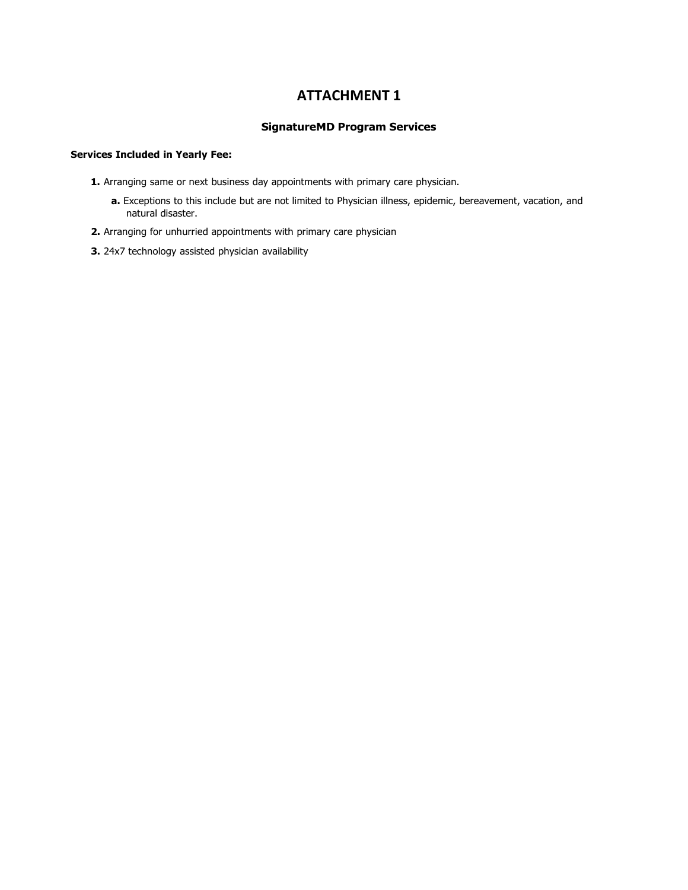# ATTACHMENT 1

### SignatureMD Program Services

**Services Included in Yearly Fee:**

1. Arranging same or next business day appointments with primary care physician.
   a. Exceptions to this include but are not limited to Physician illness, epidemic, bereavement, vacation, and natural disaster.
2. Arranging for unhurried appointments with primary care physician
3. 24x7 technology assisted physician availability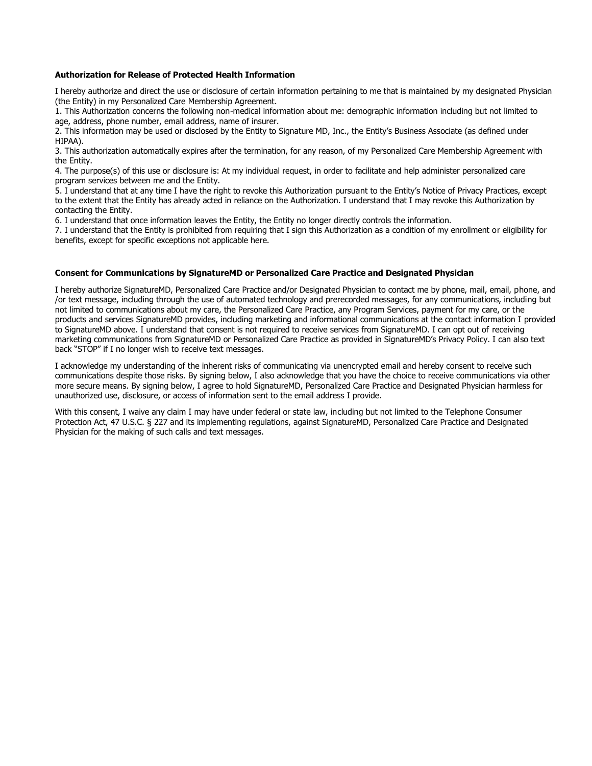**Authorization for Release of Protected Health Information**

I hereby authorize and direct the use or disclosure of certain information pertaining to me that is maintained by my designated Physician (the Entity) in my Personalized Care Membership Agreement.

1. This Authorization concerns the following non-medical information about me: demographic information including but not limited to age, address, phone number, email address, name of insurer.
2. This information may be used or disclosed by the Entity to Signature MD, Inc., the Entity's Business Associate (as defined under HIPAA).
3. This authorization automatically expires after the termination, for any reason, of my Personalized Care Membership Agreement with the Entity.
4. The purpose(s) of this use or disclosure is: At my individual request, in order to facilitate and help administer personalized care program services between me and the Entity.
5. I understand that at any time I have the right to revoke this Authorization pursuant to the Entity's Notice of Privacy Practices, except to the extent that the Entity has already acted in reliance on the Authorization. I understand that I may revoke this Authorization by contacting the Entity.
6. I understand that once information leaves the Entity, the Entity no longer directly controls the information.
7. I understand that the Entity is prohibited from requiring that I sign this Authorization as a condition of my enrollment or eligibility for benefits, except for specific exceptions not applicable here.

**Consent for Communications by SignatureMD or Personalized Care Practice and Designated Physician**

I hereby authorize SignatureMD, Personalized Care Practice and/or Designated Physician to contact me by phone, mail, email, phone, and /or text message, including through the use of automated technology and prerecorded messages, for any communications, including but not limited to communications about my care, the Personalized Care Practice, any Program Services, payment for my care, or the products and services SignatureMD provides, including marketing and informational communications at the contact information I provided to SignatureMD above. I understand that consent is not required to receive services from SignatureMD. I can opt out of receiving marketing communications from SignatureMD or Personalized Care Practice as provided in SignatureMD's Privacy Policy. I can also text back "STOP" if I no longer wish to receive text messages.

I acknowledge my understanding of the inherent risks of communicating via unencrypted email and hereby consent to receive such communications despite those risks. By signing below, I also acknowledge that you have the choice to receive communications via other more secure means. By signing below, I agree to hold SignatureMD, Personalized Care Practice and Designated Physician harmless for unauthorized use, disclosure, or access of information sent to the email address I provide.

With this consent, I waive any claim I may have under federal or state law, including but not limited to the Telephone Consumer Protection Act, 47 U.S.C. § 227 and its implementing regulations, against SignatureMD, Personalized Care Practice and Designated Physician for the making of such calls and text messages.